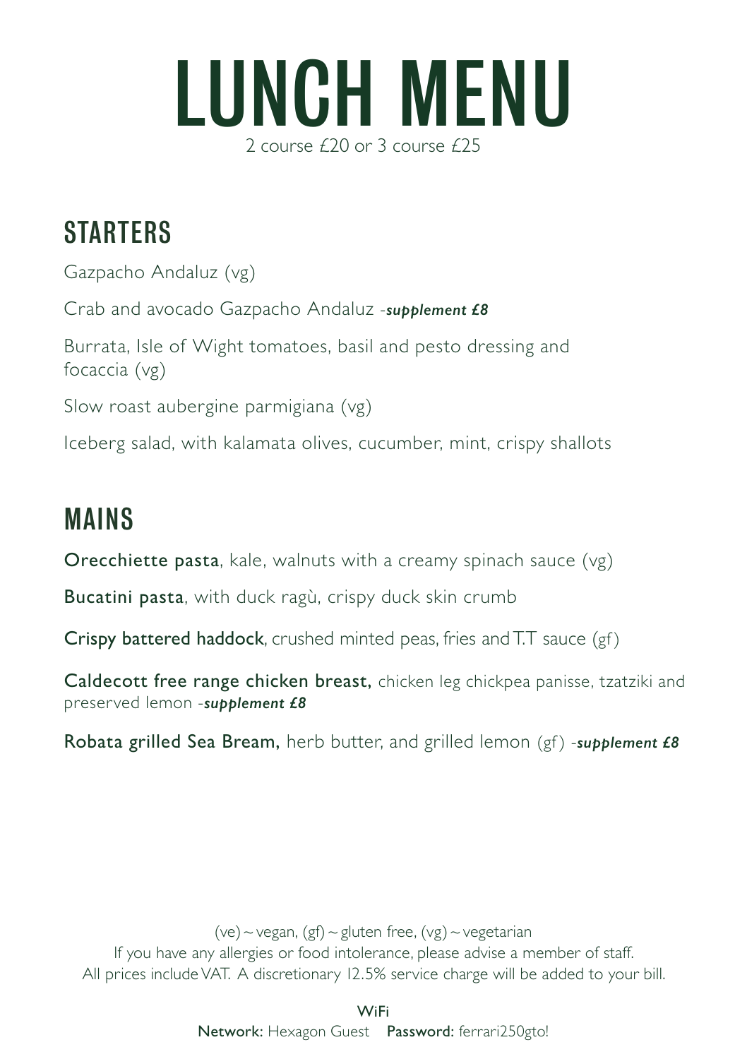# LUNCH MENU

2 course £20 or 3 course £25

## STARTERS

Gazpacho Andaluz (vg)

Crab and avocado Gazpacho Andaluz -***supplement £8***

Burrata, Isle of Wight tomatoes, basil and pesto dressing and focaccia (vg)

Slow roast aubergine parmigiana (vg)

Iceberg salad, with kalamata olives, cucumber, mint, crispy shallots

## MAINS

**Orecchiette pasta**, kale, walnuts with a creamy spinach sauce (vg)

**Bucatini pasta**, with duck ragù, crispy duck skin crumb

**Crispy battered haddock**, crushed minted peas, fries and T.T sauce (gf)

**Caldecott free range chicken breast,** chicken leg chickpea panisse, tzatziki and preserved lemon -***supplement £8***

**Robata grilled Sea Bream,** herb butter, and grilled lemon (gf) -***supplement £8***

(ve) ~ vegan, (gf) ~ gluten free, (vg) ~ vegetarian
If you have any allergies or food intolerance, please advise a member of staff.
All prices include VAT. A discretionary 12.5% service charge will be added to your bill.

WiFi
**Network:** Hexagon Guest **Password:** ferrari250gto!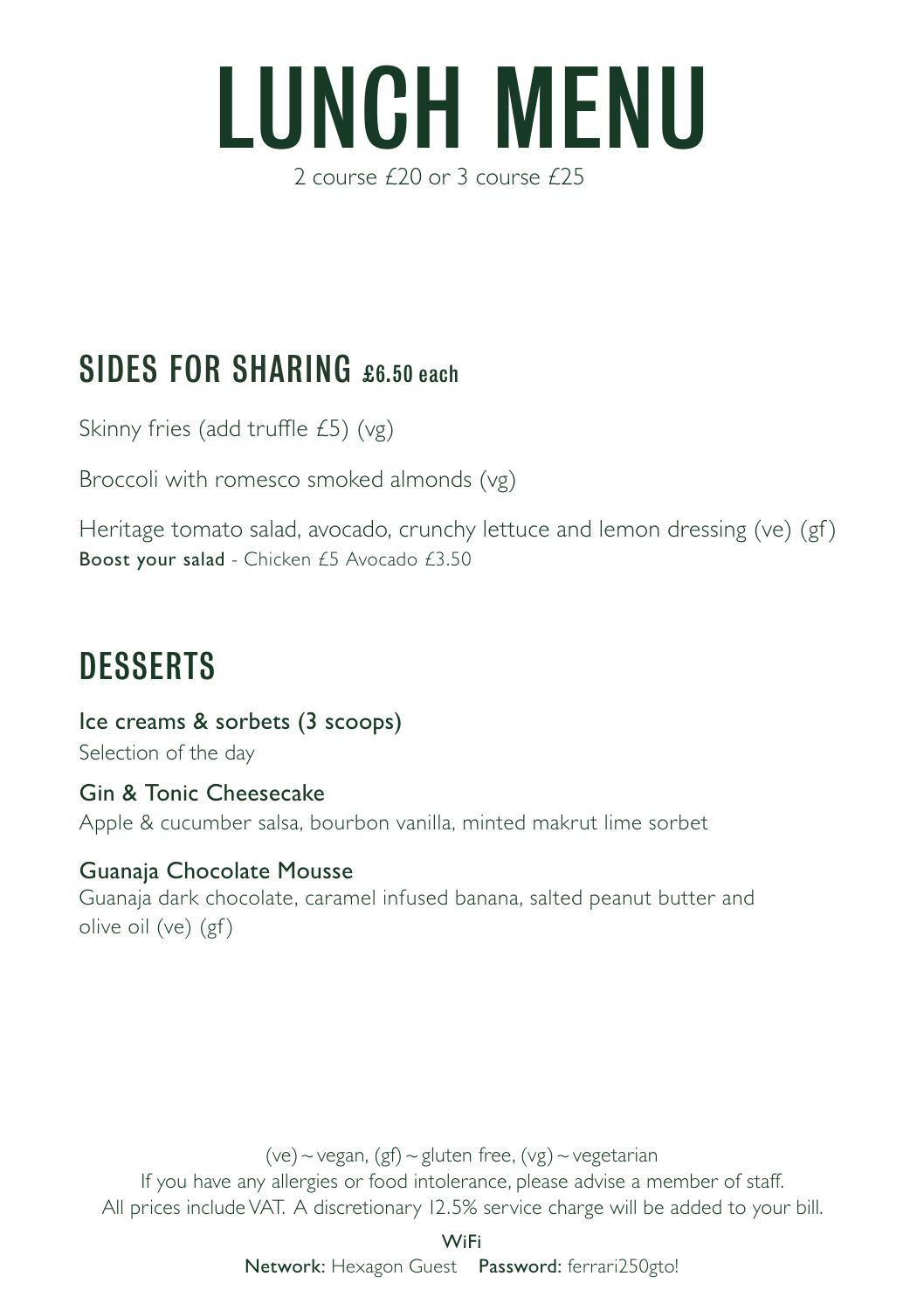# LUNCH MENU

2 course £20 or 3 course £25

## SIDES FOR SHARING £6.50 each

Skinny fries (add truffle £5) (vg)

Broccoli with romesco smoked almonds (vg)

Heritage tomato salad, avocado, crunchy lettuce and lemon dressing (ve) (gf)
**Boost your salad** - Chicken £5 Avocado £3.50

## DESSERTS

**Ice creams & sorbets (3 scoops)**
Selection of the day

**Gin & Tonic Cheesecake**
Apple & cucumber salsa, bourbon vanilla, minted makrut lime sorbet

**Guanaja Chocolate Mousse**
Guanaja dark chocolate, caramel infused banana, salted peanut butter and olive oil (ve) (gf)

(ve) ~ vegan, (gf) ~ gluten free, (vg) ~ vegetarian
If you have any allergies or food intolerance, please advise a member of staff.
All prices include VAT. A discretionary 12.5% service charge will be added to your bill.

**WiFi**
**Network:** Hexagon Guest **Password:** ferrari250gto!